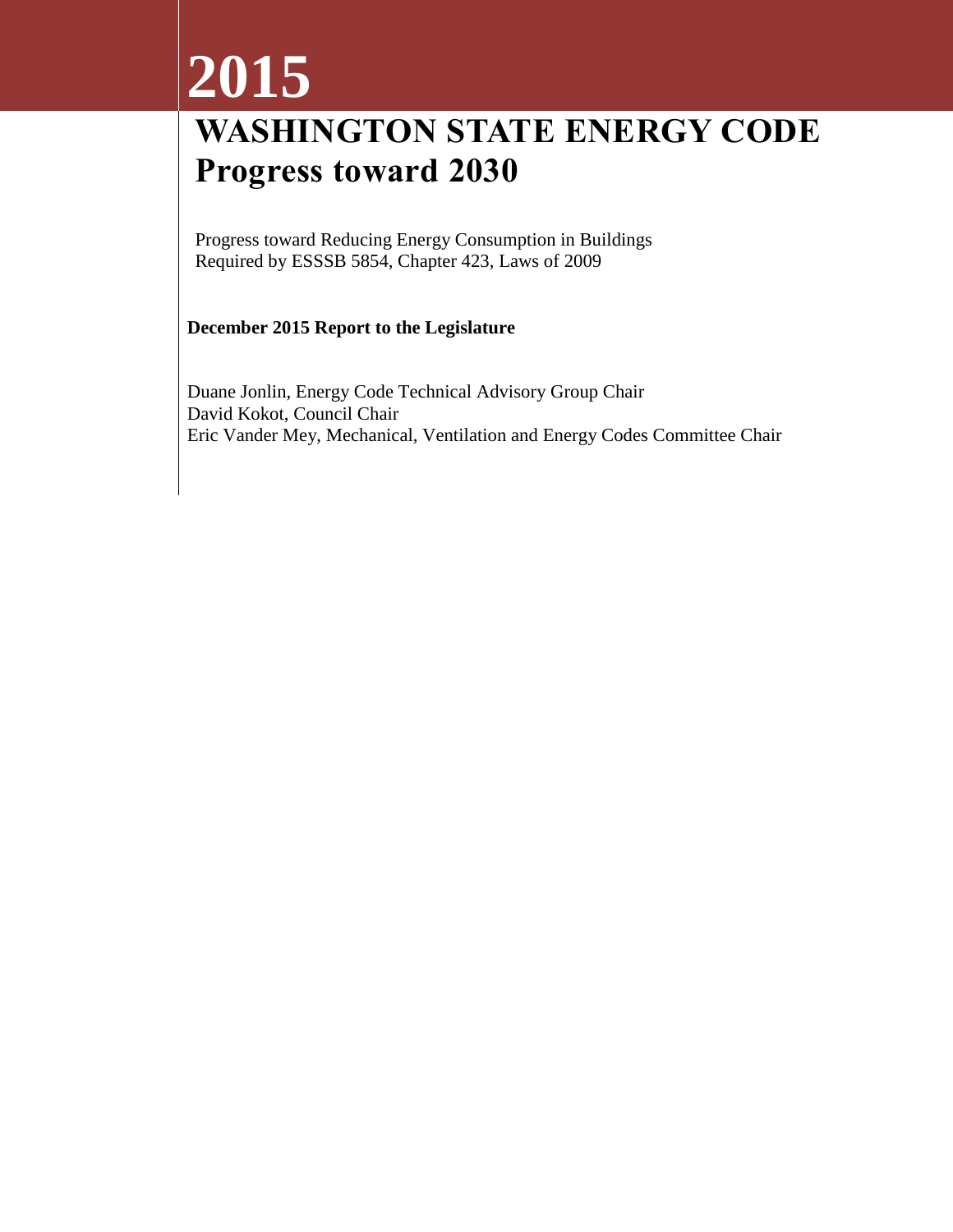# 2015

# WASHINGTON STATE ENERGY CODE Progress toward 2030

Progress toward Reducing Energy Consumption in Buildings
Required by ESSSB 5854, Chapter 423, Laws of 2009

**December 2015 Report to the Legislature**

Duane Jonlin, Energy Code Technical Advisory Group Chair
David Kokot, Council Chair
Eric Vander Mey, Mechanical, Ventilation and Energy Codes Committee Chair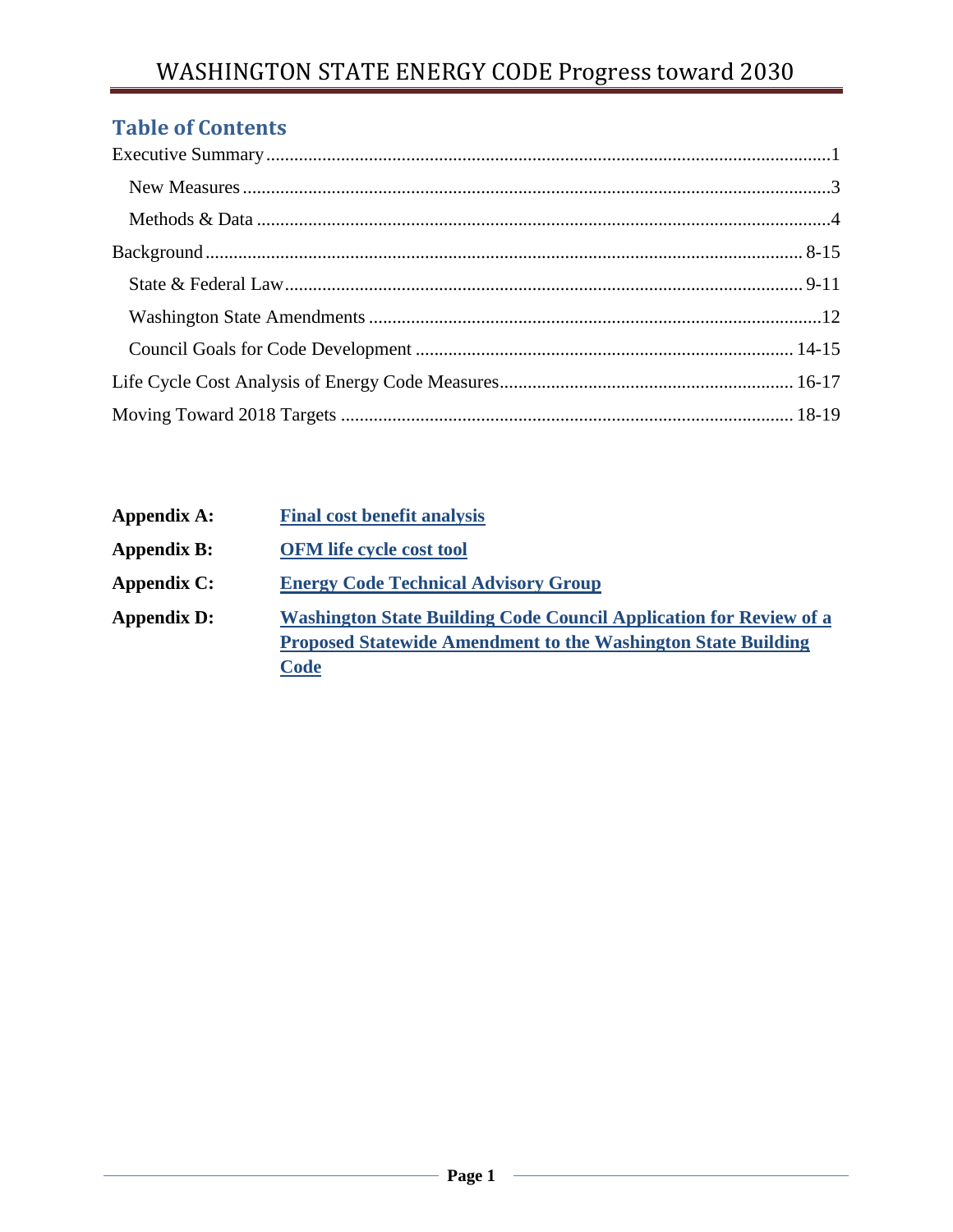## Table of Contents

Executive Summary ........................................................................................................................1

New Measures ............................................................................................................................3

Methods & Data ..........................................................................................................................4

Background ................................................................................................................................ 8-15

State & Federal Law .............................................................................................................. 9-11

Washington State Amendments .................................................................................................12

Council Goals for Code Development ................................................................................ 14-15

Life Cycle Cost Analysis of Energy Code Measures.............................................................. 16-17

Moving Toward 2018 Targets ................................................................................................ 18-19

**Appendix A:** **Final cost benefit analysis**

**Appendix B:** **OFM life cycle cost tool**

**Appendix C:** **Energy Code Technical Advisory Group**

**Appendix D:** **Washington State Building Code Council Application for Review of a Proposed Statewide Amendment to the Washington State Building Code**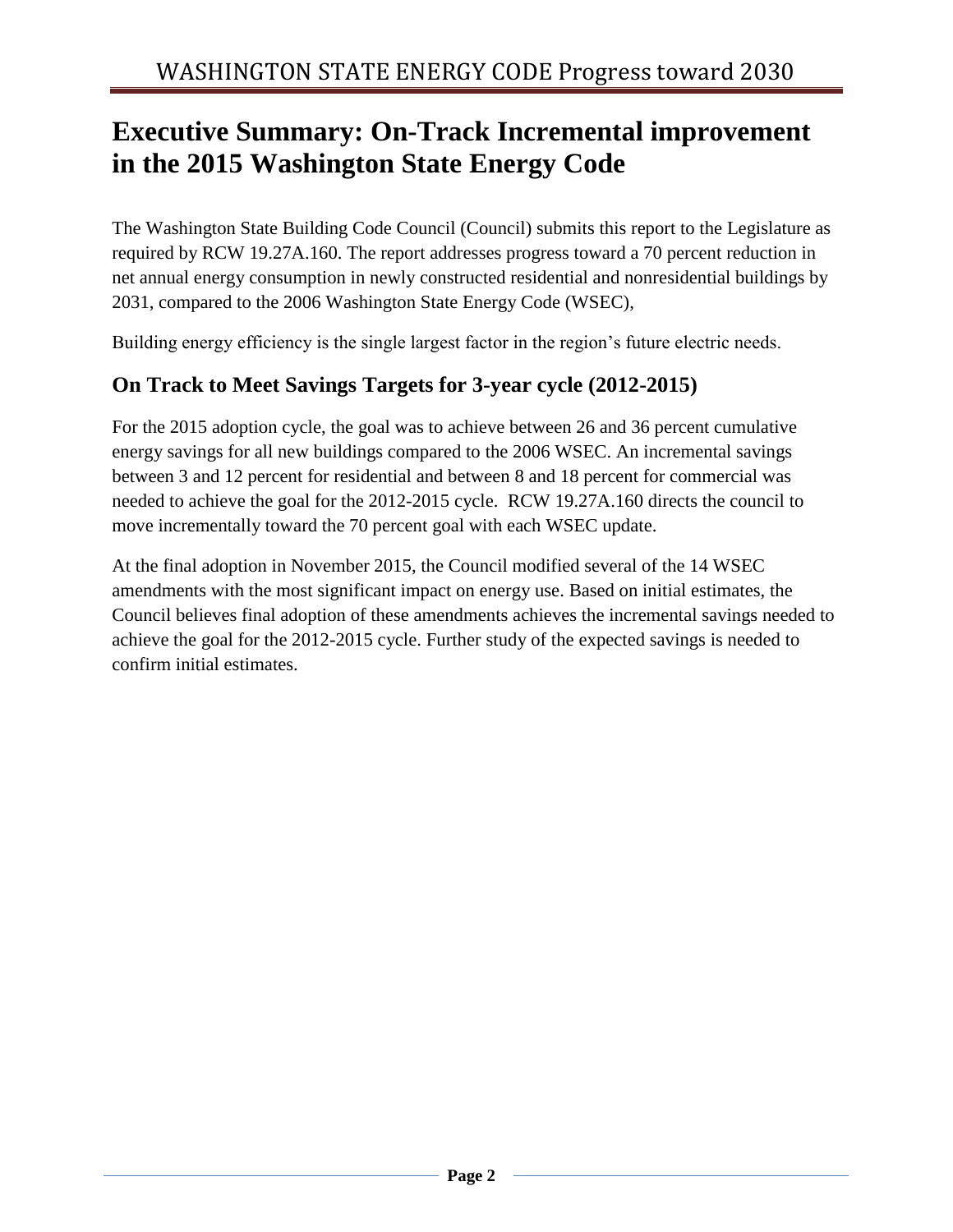# Executive Summary: On-Track Incremental improvement in the 2015 Washington State Energy Code

The Washington State Building Code Council (Council) submits this report to the Legislature as required by RCW 19.27A.160. The report addresses progress toward a 70 percent reduction in net annual energy consumption in newly constructed residential and nonresidential buildings by 2031, compared to the 2006 Washington State Energy Code (WSEC),

Building energy efficiency is the single largest factor in the region's future electric needs.

## On Track to Meet Savings Targets for 3-year cycle (2012-2015)

For the 2015 adoption cycle, the goal was to achieve between 26 and 36 percent cumulative energy savings for all new buildings compared to the 2006 WSEC. An incremental savings between 3 and 12 percent for residential and between 8 and 18 percent for commercial was needed to achieve the goal for the 2012-2015 cycle. RCW 19.27A.160 directs the council to move incrementally toward the 70 percent goal with each WSEC update.

At the final adoption in November 2015, the Council modified several of the 14 WSEC amendments with the most significant impact on energy use. Based on initial estimates, the Council believes final adoption of these amendments achieves the incremental savings needed to achieve the goal for the 2012-2015 cycle. Further study of the expected savings is needed to confirm initial estimates.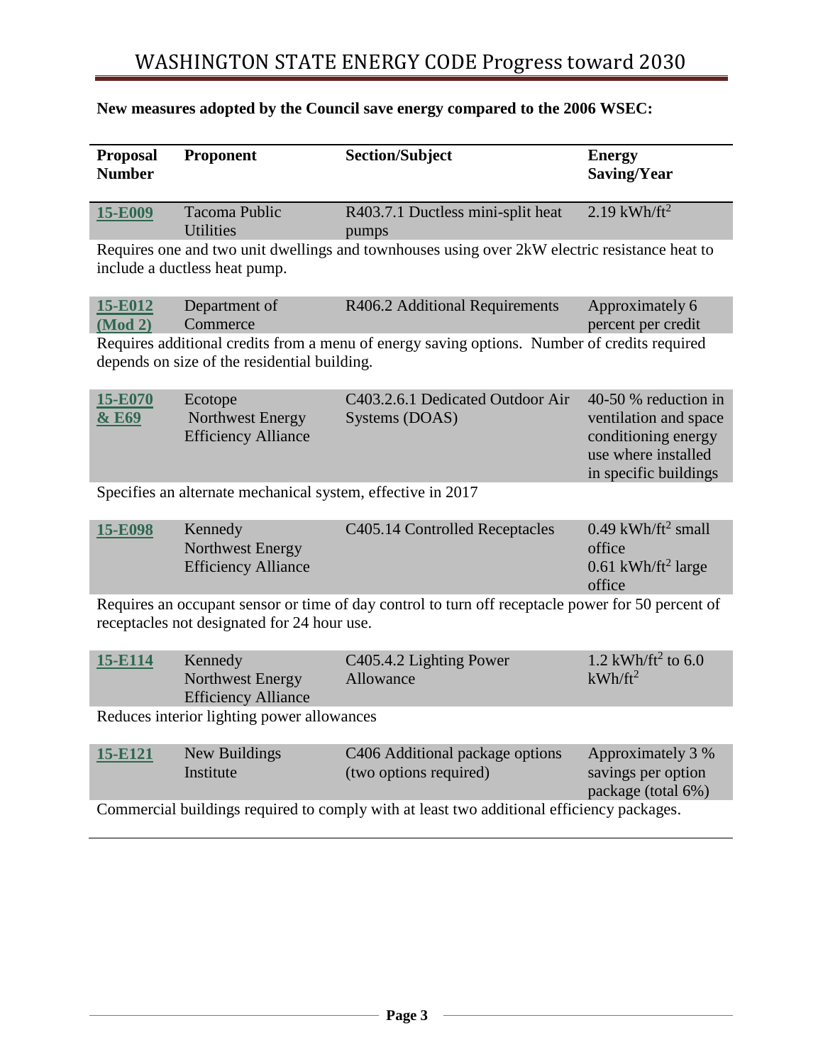**New measures adopted by the Council save energy compared to the 2006 WSEC:**

| Proposal Number | Proponent | Section/Subject | Energy Saving/Year |
|---|---|---|---|
| 15-E009 | Tacoma Public Utilities | R403.7.1 Ductless mini-split heat pumps | 2.19 $kWh/ft^2$ |
| Requires one and two unit dwellings and townhouses using over 2kW electric resistance heat to include a ductless heat pump. | | | |
| 15-E012 (Mod 2) | Department of Commerce | R406.2 Additional Requirements | Approximately 6 percent per credit |
| Requires additional credits from a menu of energy saving options. Number of credits required depends on size of the residential building. | | | |
| 15-E070 & E69 | Ecotope Northwest Energy Efficiency Alliance | C403.2.6.1 Dedicated Outdoor Air Systems (DOAS) | 40-50 % reduction in ventilation and space conditioning energy use where installed in specific buildings |
| Specifies an alternate mechanical system, effective in 2017 | | | |
| 15-E098 | Kennedy Northwest Energy Efficiency Alliance | C405.14 Controlled Receptacles | 0.49 $kWh/ft^2$ small office 0.61 $kWh/ft^2$ large office |
| Requires an occupant sensor or time of day control to turn off receptacle power for 50 percent of receptacles not designated for 24 hour use. | | | |
| 15-E114 | Kennedy Northwest Energy Efficiency Alliance | C405.4.2 Lighting Power Allowance | 1.2 $kWh/ft^2$ to 6.0 $kWh/ft^2$ |
| Reduces interior lighting power allowances | | | |
| 15-E121 | New Buildings Institute | C406 Additional package options (two options required) | Approximately 3 % savings per option package (total 6%) |
| Commercial buildings required to comply with at least two additional efficiency packages. | | | |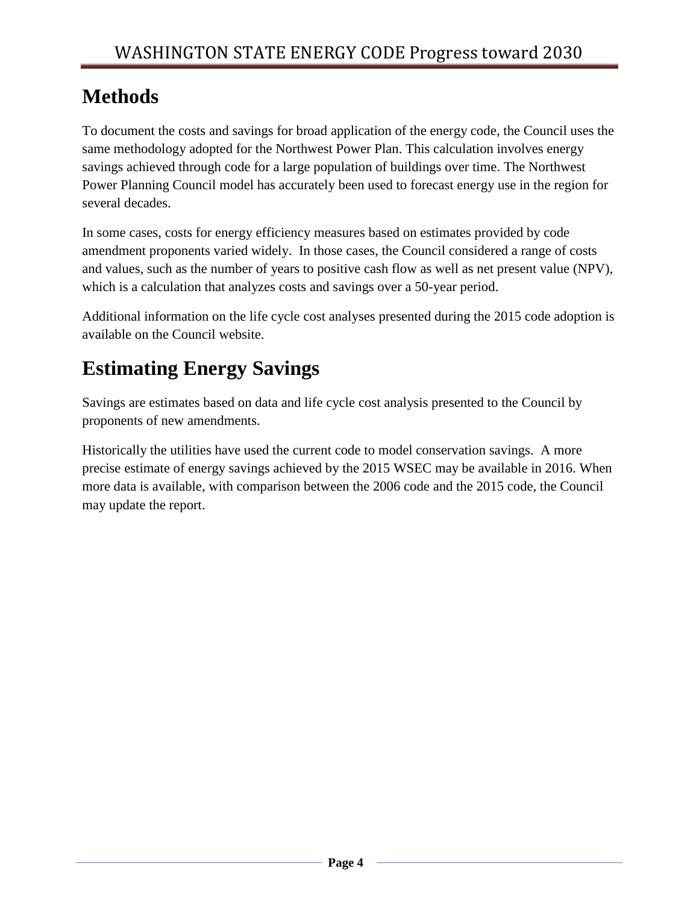# Methods

To document the costs and savings for broad application of the energy code, the Council uses the same methodology adopted for the Northwest Power Plan. This calculation involves energy savings achieved through code for a large population of buildings over time. The Northwest Power Planning Council model has accurately been used to forecast energy use in the region for several decades.

In some cases, costs for energy efficiency measures based on estimates provided by code amendment proponents varied widely.  In those cases, the Council considered a range of costs and values, such as the number of years to positive cash flow as well as net present value (NPV), which is a calculation that analyzes costs and savings over a 50-year period.

Additional information on the life cycle cost analyses presented during the 2015 code adoption is available on the Council website.

# Estimating Energy Savings

Savings are estimates based on data and life cycle cost analysis presented to the Council by proponents of new amendments.

Historically the utilities have used the current code to model conservation savings.  A more precise estimate of energy savings achieved by the 2015 WSEC may be available in 2016. When more data is available, with comparison between the 2006 code and the 2015 code, the Council may update the report.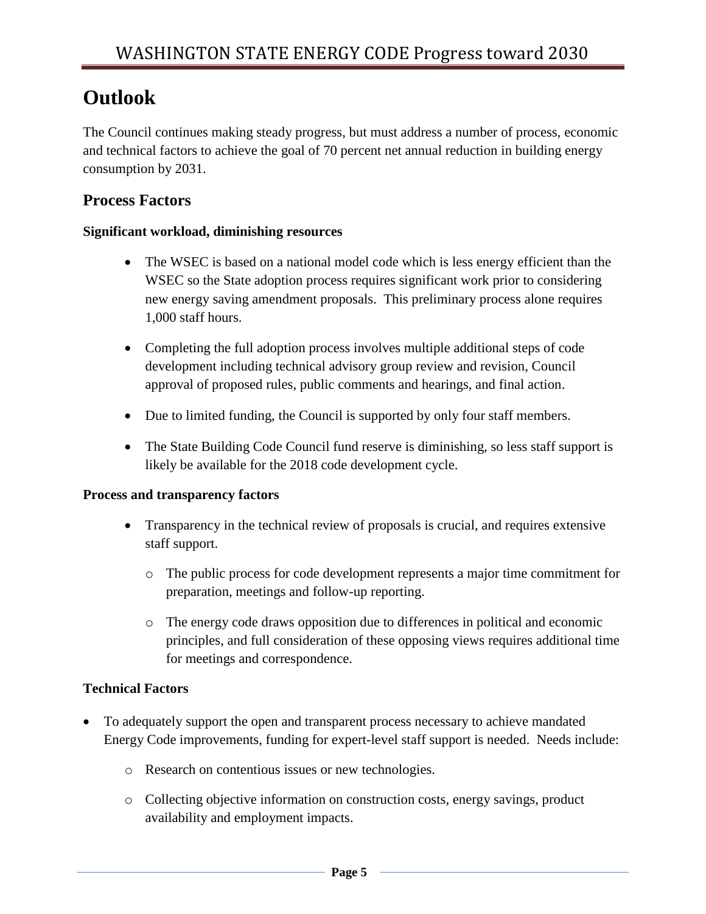# Outlook

The Council continues making steady progress, but must address a number of process, economic and technical factors to achieve the goal of 70 percent net annual reduction in building energy consumption by 2031.

## Process Factors

**Significant workload, diminishing resources**

- The WSEC is based on a national model code which is less energy efficient than the WSEC so the State adoption process requires significant work prior to considering new energy saving amendment proposals. This preliminary process alone requires 1,000 staff hours.
- Completing the full adoption process involves multiple additional steps of code development including technical advisory group review and revision, Council approval of proposed rules, public comments and hearings, and final action.
- Due to limited funding, the Council is supported by only four staff members.
- The State Building Code Council fund reserve is diminishing, so less staff support is likely be available for the 2018 code development cycle.

**Process and transparency factors**

- Transparency in the technical review of proposals is crucial, and requires extensive staff support.
  - The public process for code development represents a major time commitment for preparation, meetings and follow-up reporting.
  - The energy code draws opposition due to differences in political and economic principles, and full consideration of these opposing views requires additional time for meetings and correspondence.

**Technical Factors**

- To adequately support the open and transparent process necessary to achieve mandated Energy Code improvements, funding for expert-level staff support is needed. Needs include:
  - Research on contentious issues or new technologies.
  - Collecting objective information on construction costs, energy savings, product availability and employment impacts.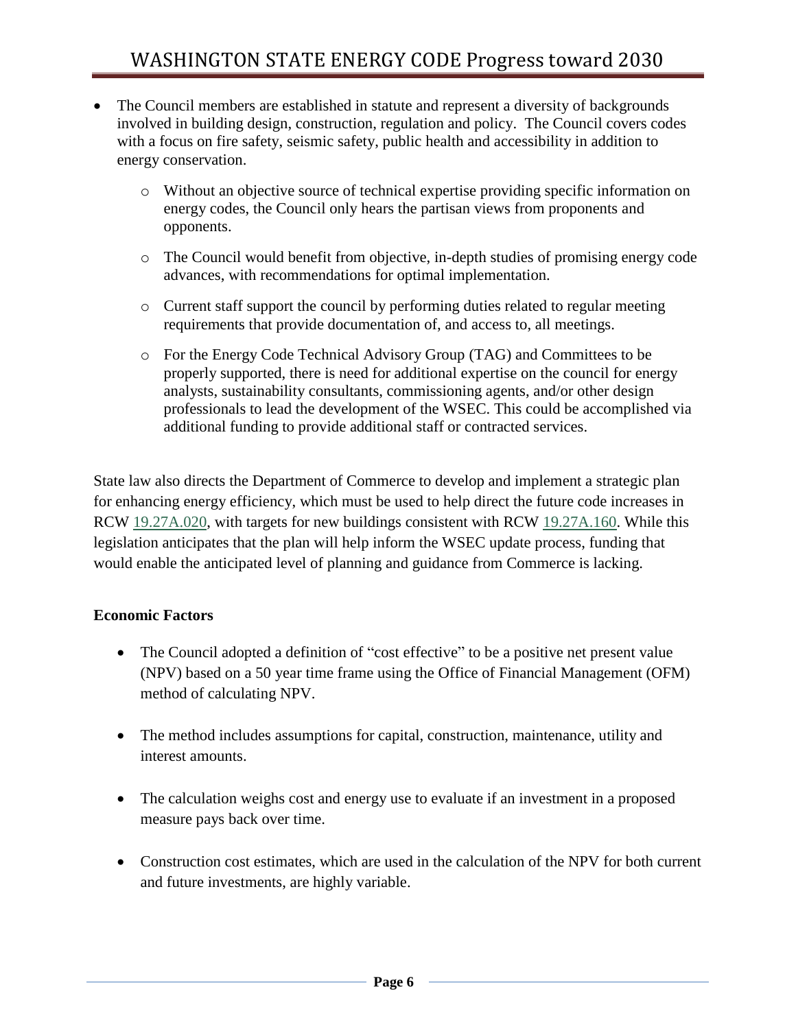- The Council members are established in statute and represent a diversity of backgrounds involved in building design, construction, regulation and policy. The Council covers codes with a focus on fire safety, seismic safety, public health and accessibility in addition to energy conservation.
    - Without an objective source of technical expertise providing specific information on energy codes, the Council only hears the partisan views from proponents and opponents.
    - The Council would benefit from objective, in-depth studies of promising energy code advances, with recommendations for optimal implementation.
    - Current staff support the council by performing duties related to regular meeting requirements that provide documentation of, and access to, all meetings.
    - For the Energy Code Technical Advisory Group (TAG) and Committees to be properly supported, there is need for additional expertise on the council for energy analysts, sustainability consultants, commissioning agents, and/or other design professionals to lead the development of the WSEC. This could be accomplished via additional funding to provide additional staff or contracted services.

State law also directs the Department of Commerce to develop and implement a strategic plan for enhancing energy efficiency, which must be used to help direct the future code increases in RCW 19.27A.020, with targets for new buildings consistent with RCW 19.27A.160. While this legislation anticipates that the plan will help inform the WSEC update process, funding that would enable the anticipated level of planning and guidance from Commerce is lacking.

**Economic Factors**

- The Council adopted a definition of "cost effective" to be a positive net present value (NPV) based on a 50 year time frame using the Office of Financial Management (OFM) method of calculating NPV.
- The method includes assumptions for capital, construction, maintenance, utility and interest amounts.
- The calculation weighs cost and energy use to evaluate if an investment in a proposed measure pays back over time.
- Construction cost estimates, which are used in the calculation of the NPV for both current and future investments, are highly variable.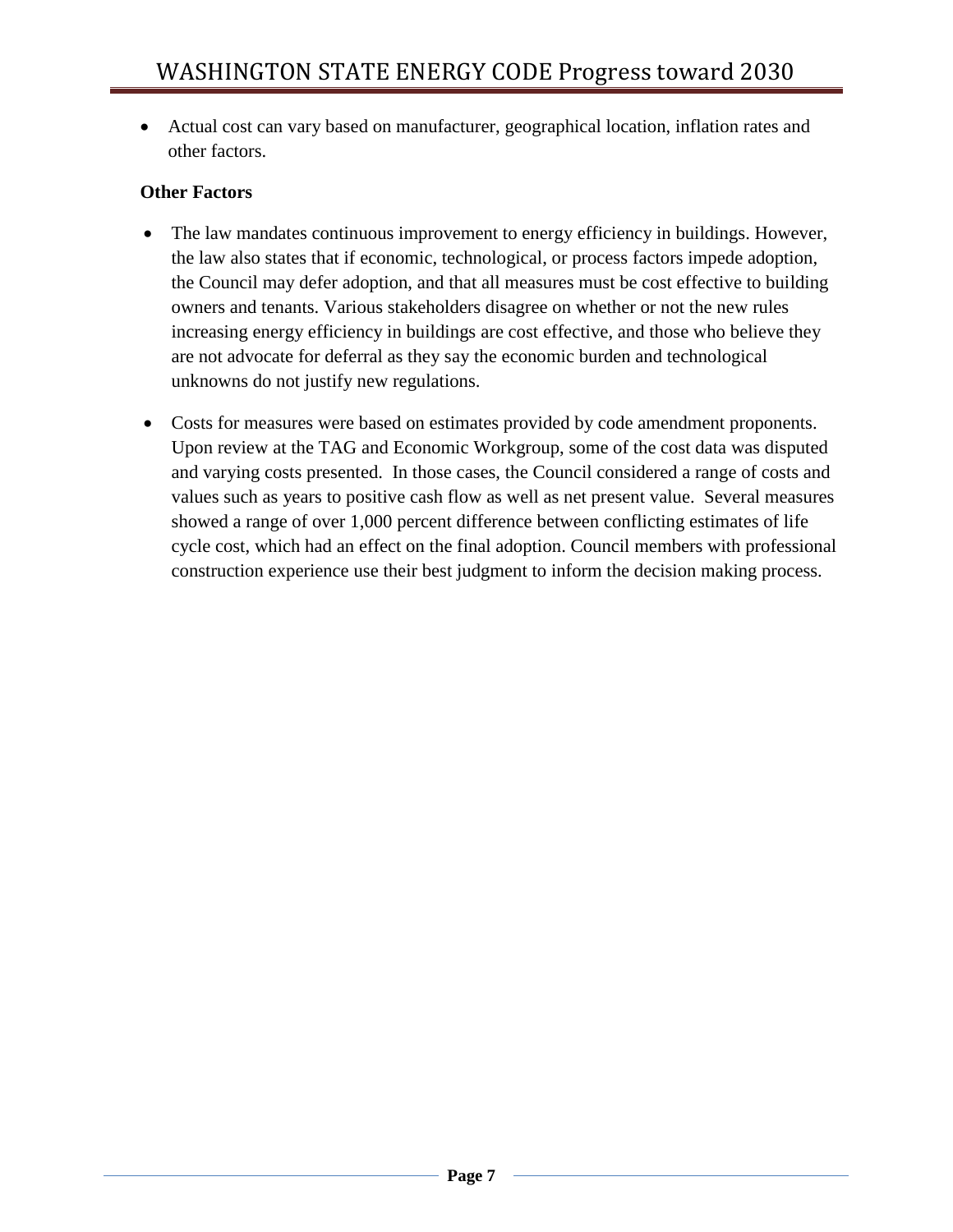- Actual cost can vary based on manufacturer, geographical location, inflation rates and other factors.

**Other Factors**

- The law mandates continuous improvement to energy efficiency in buildings. However, the law also states that if economic, technological, or process factors impede adoption, the Council may defer adoption, and that all measures must be cost effective to building owners and tenants. Various stakeholders disagree on whether or not the new rules increasing energy efficiency in buildings are cost effective, and those who believe they are not advocate for deferral as they say the economic burden and technological unknowns do not justify new regulations.

- Costs for measures were based on estimates provided by code amendment proponents. Upon review at the TAG and Economic Workgroup, some of the cost data was disputed and varying costs presented. In those cases, the Council considered a range of costs and values such as years to positive cash flow as well as net present value. Several measures showed a range of over 1,000 percent difference between conflicting estimates of life cycle cost, which had an effect on the final adoption. Council members with professional construction experience use their best judgment to inform the decision making process.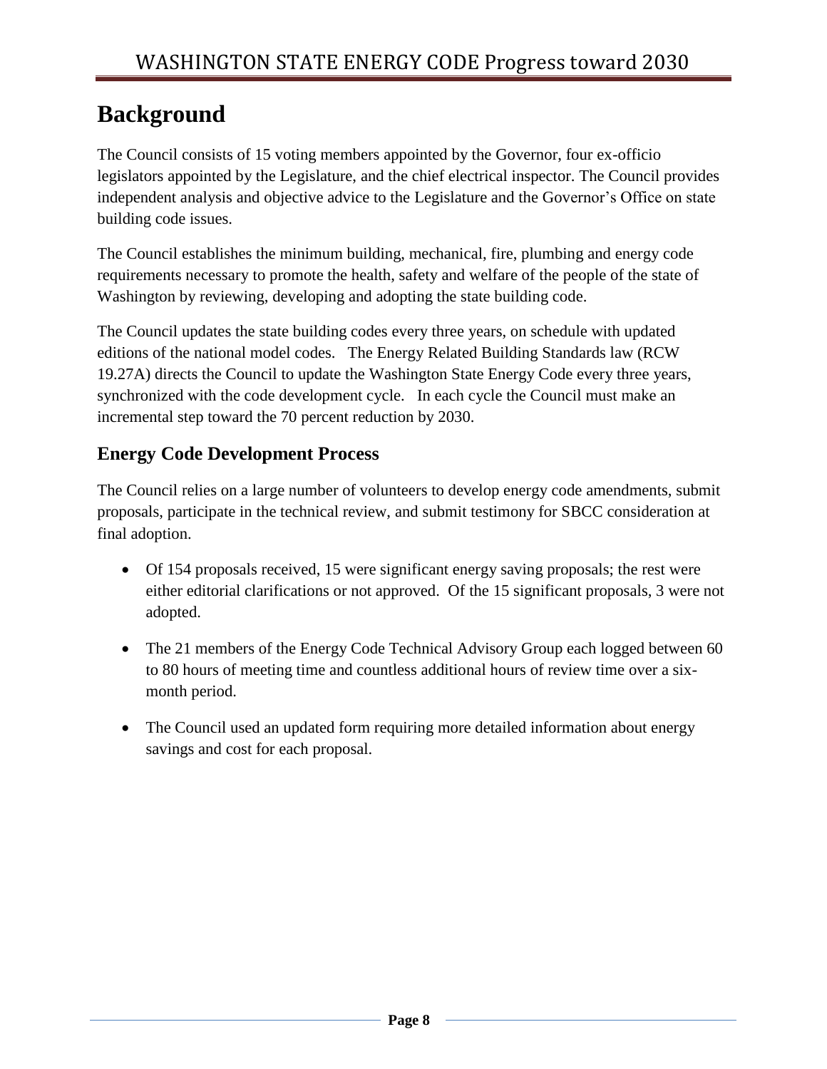# Background

The Council consists of 15 voting members appointed by the Governor, four ex-officio legislators appointed by the Legislature, and the chief electrical inspector. The Council provides independent analysis and objective advice to the Legislature and the Governor's Office on state building code issues.

The Council establishes the minimum building, mechanical, fire, plumbing and energy code requirements necessary to promote the health, safety and welfare of the people of the state of Washington by reviewing, developing and adopting the state building code.

The Council updates the state building codes every three years, on schedule with updated editions of the national model codes. The Energy Related Building Standards law (RCW 19.27A) directs the Council to update the Washington State Energy Code every three years, synchronized with the code development cycle. In each cycle the Council must make an incremental step toward the 70 percent reduction by 2030.

## Energy Code Development Process

The Council relies on a large number of volunteers to develop energy code amendments, submit proposals, participate in the technical review, and submit testimony for SBCC consideration at final adoption.

- Of 154 proposals received, 15 were significant energy saving proposals; the rest were either editorial clarifications or not approved. Of the 15 significant proposals, 3 were not adopted.
- The 21 members of the Energy Code Technical Advisory Group each logged between 60 to 80 hours of meeting time and countless additional hours of review time over a six-month period.
- The Council used an updated form requiring more detailed information about energy savings and cost for each proposal.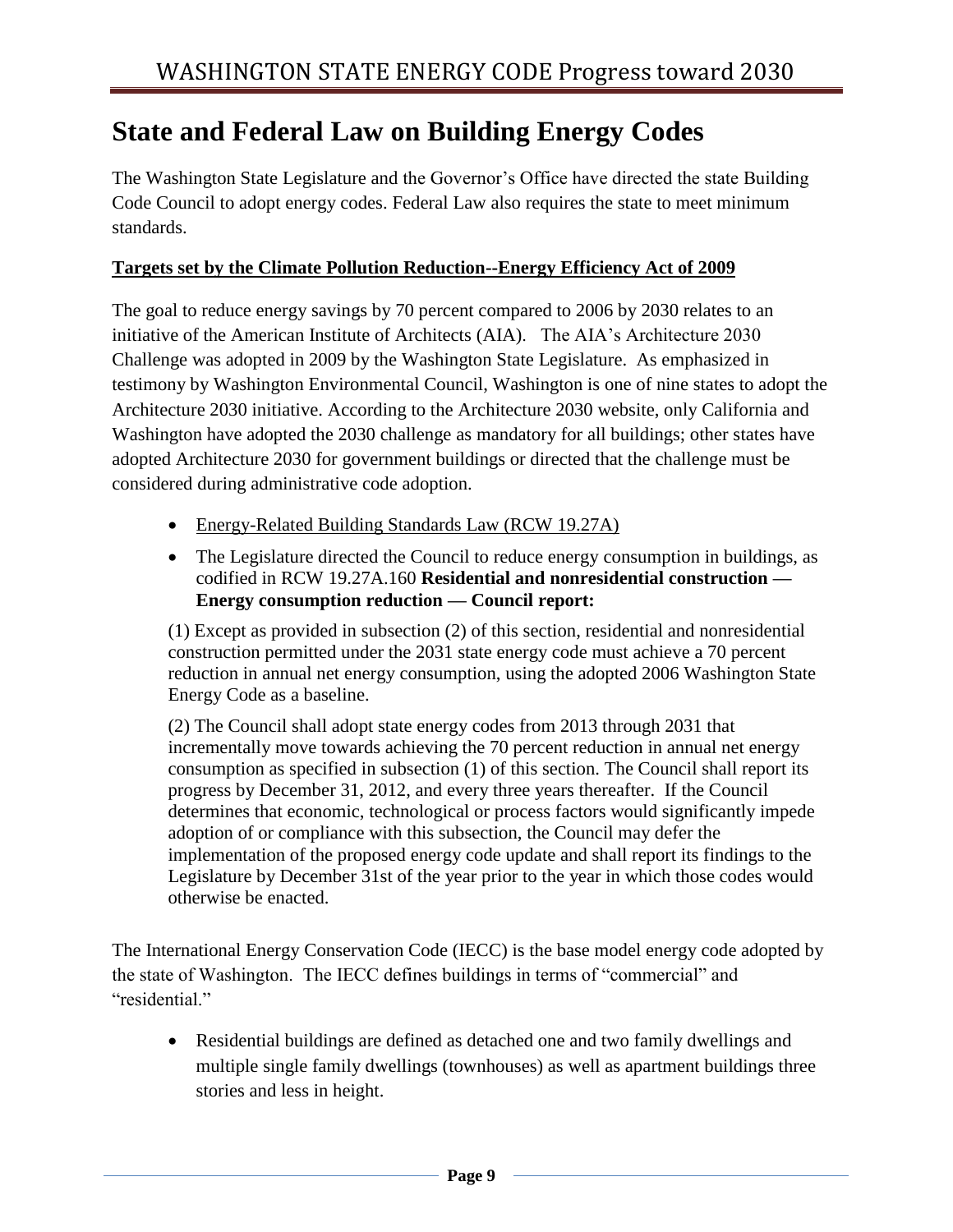# State and Federal Law on Building Energy Codes

The Washington State Legislature and the Governor's Office have directed the state Building Code Council to adopt energy codes. Federal Law also requires the state to meet minimum standards.

**Targets set by the Climate Pollution Reduction--Energy Efficiency Act of 2009**

The goal to reduce energy savings by 70 percent compared to 2006 by 2030 relates to an initiative of the American Institute of Architects (AIA). The AIA's Architecture 2030 Challenge was adopted in 2009 by the Washington State Legislature. As emphasized in testimony by Washington Environmental Council, Washington is one of nine states to adopt the Architecture 2030 initiative. According to the Architecture 2030 website, only California and Washington have adopted the 2030 challenge as mandatory for all buildings; other states have adopted Architecture 2030 for government buildings or directed that the challenge must be considered during administrative code adoption.

- Energy-Related Building Standards Law (RCW 19.27A)
- The Legislature directed the Council to reduce energy consumption in buildings, as codified in RCW 19.27A.160 **Residential and nonresidential construction — Energy consumption reduction — Council report:**

  (1) Except as provided in subsection (2) of this section, residential and nonresidential construction permitted under the 2031 state energy code must achieve a 70 percent reduction in annual net energy consumption, using the adopted 2006 Washington State Energy Code as a baseline.

  (2) The Council shall adopt state energy codes from 2013 through 2031 that incrementally move towards achieving the 70 percent reduction in annual net energy consumption as specified in subsection (1) of this section. The Council shall report its progress by December 31, 2012, and every three years thereafter. If the Council determines that economic, technological or process factors would significantly impede adoption of or compliance with this subsection, the Council may defer the implementation of the proposed energy code update and shall report its findings to the Legislature by December 31st of the year prior to the year in which those codes would otherwise be enacted.

The International Energy Conservation Code (IECC) is the base model energy code adopted by the state of Washington. The IECC defines buildings in terms of "commercial" and "residential."

- Residential buildings are defined as detached one and two family dwellings and multiple single family dwellings (townhouses) as well as apartment buildings three stories and less in height.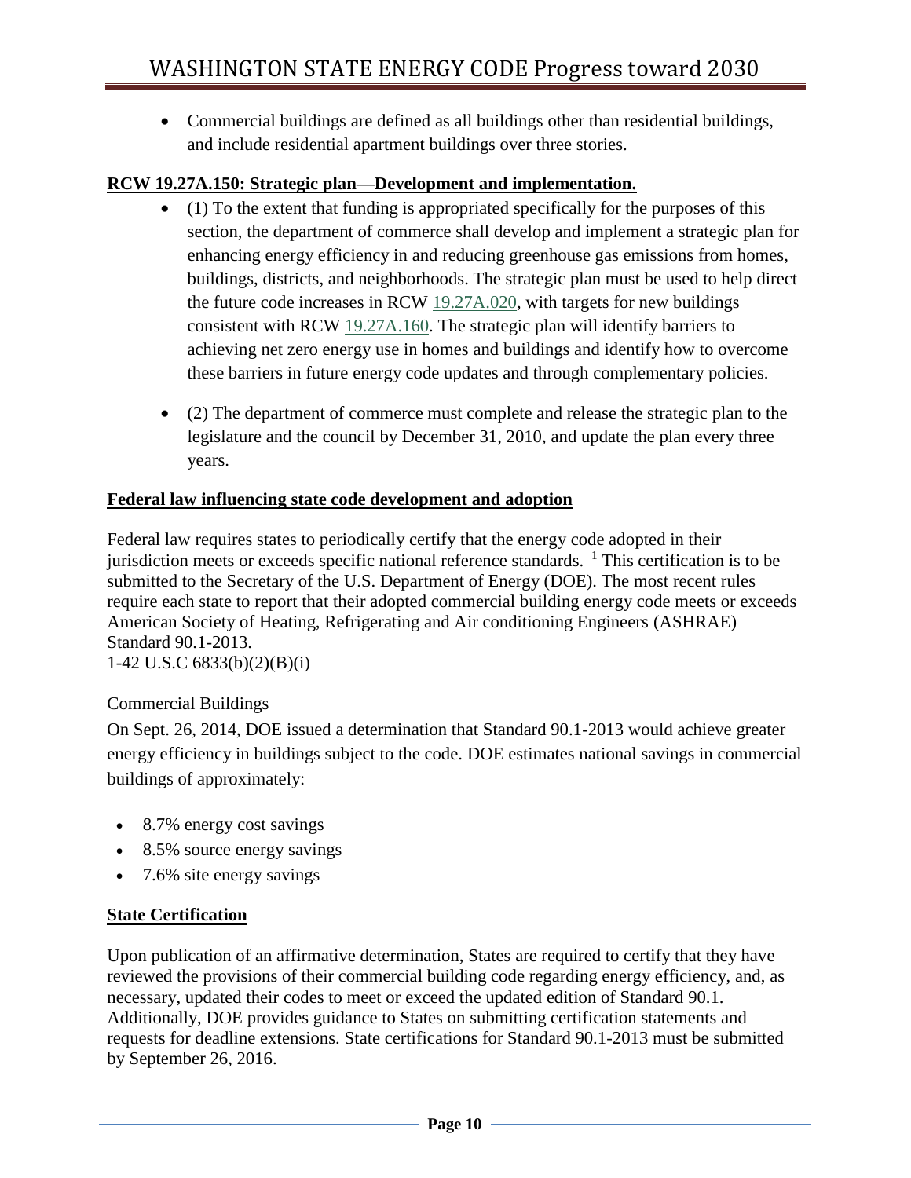- Commercial buildings are defined as all buildings other than residential buildings, and include residential apartment buildings over three stories.

**RCW 19.27A.150: Strategic plan—Development and implementation.**

- (1) To the extent that funding is appropriated specifically for the purposes of this section, the department of commerce shall develop and implement a strategic plan for enhancing energy efficiency in and reducing greenhouse gas emissions from homes, buildings, districts, and neighborhoods. The strategic plan must be used to help direct the future code increases in RCW 19.27A.020, with targets for new buildings consistent with RCW 19.27A.160. The strategic plan will identify barriers to achieving net zero energy use in homes and buildings and identify how to overcome these barriers in future energy code updates and through complementary policies.

- (2) The department of commerce must complete and release the strategic plan to the legislature and the council by December 31, 2010, and update the plan every three years.

**Federal law influencing state code development and adoption**

Federal law requires states to periodically certify that the energy code adopted in their jurisdiction meets or exceeds specific national reference standards. [1] This certification is to be submitted to the Secretary of the U.S. Department of Energy (DOE). The most recent rules require each state to report that their adopted commercial building energy code meets or exceeds American Society of Heating, Refrigerating and Air conditioning Engineers (ASHRAE) Standard 90.1-2013.
1-42 U.S.C 6833(b)(2)(B)(i)

Commercial Buildings

On Sept. 26, 2014, DOE issued a determination that Standard 90.1-2013 would achieve greater energy efficiency in buildings subject to the code. DOE estimates national savings in commercial buildings of approximately:

- 8.7% energy cost savings
- 8.5% source energy savings
- 7.6% site energy savings

**State Certification**

Upon publication of an affirmative determination, States are required to certify that they have reviewed the provisions of their commercial building code regarding energy efficiency, and, as necessary, updated their codes to meet or exceed the updated edition of Standard 90.1. Additionally, DOE provides guidance to States on submitting certification statements and requests for deadline extensions. State certifications for Standard 90.1-2013 must be submitted by September 26, 2016.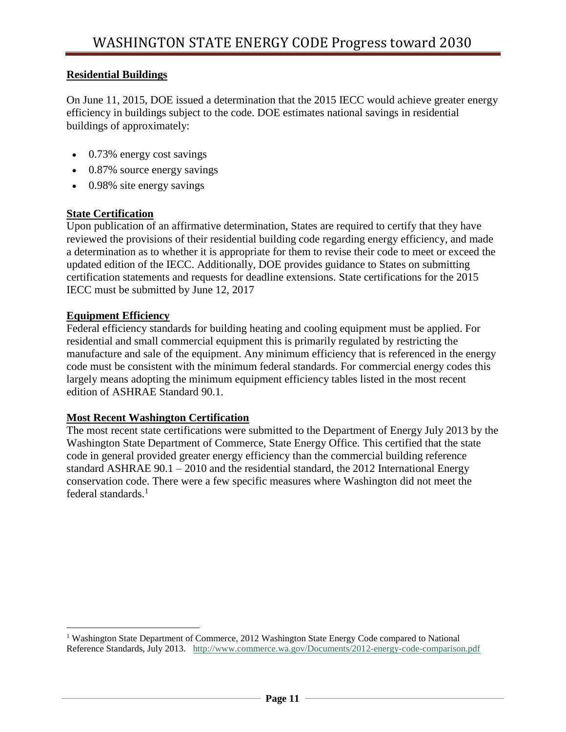## Residential Buildings

On June 11, 2015, DOE issued a determination that the 2015 IECC would achieve greater energy efficiency in buildings subject to the code. DOE estimates national savings in residential buildings of approximately:

- 0.73% energy cost savings
- 0.87% source energy savings
- 0.98% site energy savings

## State Certification

Upon publication of an affirmative determination, States are required to certify that they have reviewed the provisions of their residential building code regarding energy efficiency, and made a determination as to whether it is appropriate for them to revise their code to meet or exceed the updated edition of the IECC. Additionally, DOE provides guidance to States on submitting certification statements and requests for deadline extensions. State certifications for the 2015 IECC must be submitted by June 12, 2017

## Equipment Efficiency

Federal efficiency standards for building heating and cooling equipment must be applied. For residential and small commercial equipment this is primarily regulated by restricting the manufacture and sale of the equipment. Any minimum efficiency that is referenced in the energy code must be consistent with the minimum federal standards. For commercial energy codes this largely means adopting the minimum equipment efficiency tables listed in the most recent edition of ASHRAE Standard 90.1.

## Most Recent Washington Certification

The most recent state certifications were submitted to the Department of Energy July 2013 by the Washington State Department of Commerce, State Energy Office. This certified that the state code in general provided greater energy efficiency than the commercial building reference standard ASHRAE 90.1 – 2010 and the residential standard, the 2012 International Energy conservation code. There were a few specific measures where Washington did not meet the federal standards.[1]

---

[1] Washington State Department of Commerce, 2012 Washington State Energy Code compared to National Reference Standards, July 2013. http://www.commerce.wa.gov/Documents/2012-energy-code-comparison.pdf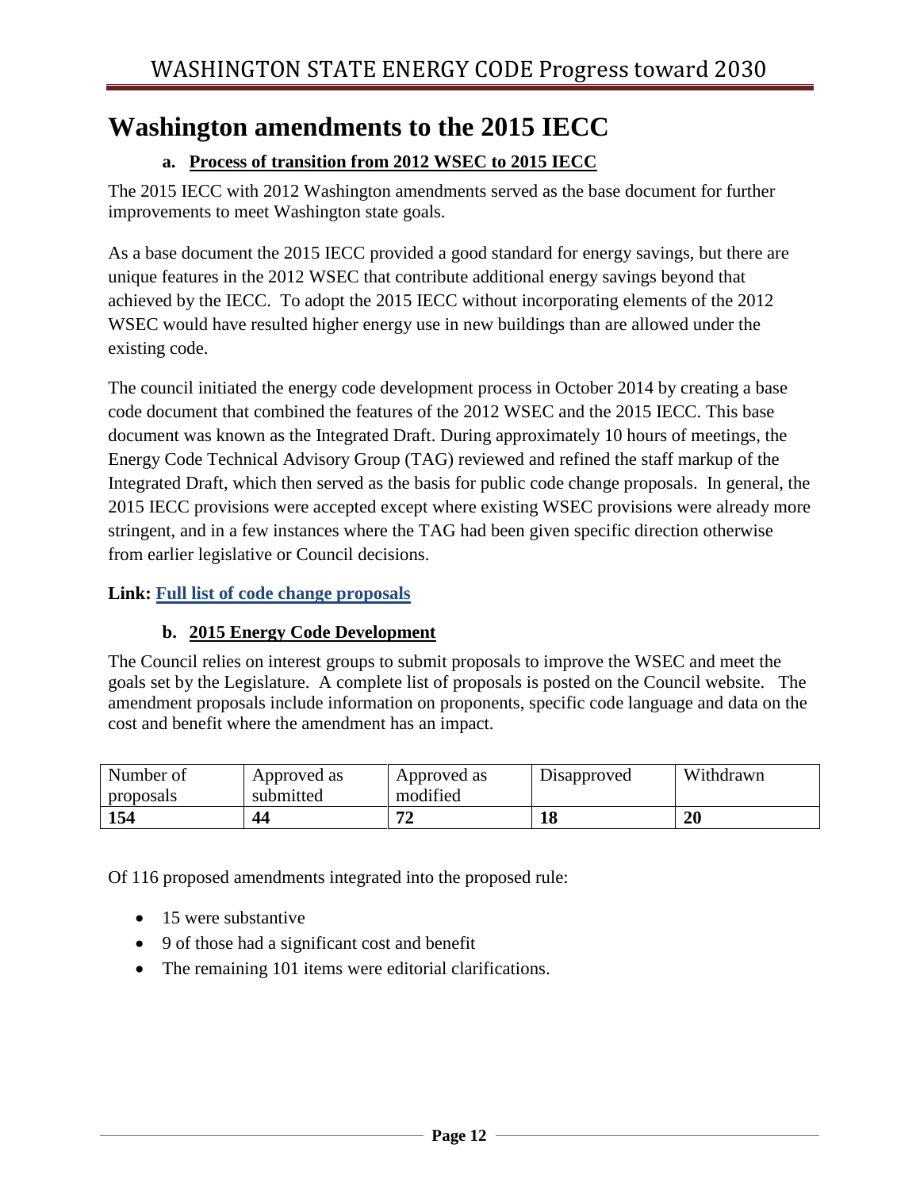# Washington amendments to the 2015 IECC

### a. Process of transition from 2012 WSEC to 2015 IECC

The 2015 IECC with 2012 Washington amendments served as the base document for further improvements to meet Washington state goals.

As a base document the 2015 IECC provided a good standard for energy savings, but there are unique features in the 2012 WSEC that contribute additional energy savings beyond that achieved by the IECC. To adopt the 2015 IECC without incorporating elements of the 2012 WSEC would have resulted higher energy use in new buildings than are allowed under the existing code.

The council initiated the energy code development process in October 2014 by creating a base code document that combined the features of the 2012 WSEC and the 2015 IECC. This base document was known as the Integrated Draft. During approximately 10 hours of meetings, the Energy Code Technical Advisory Group (TAG) reviewed and refined the staff markup of the Integrated Draft, which then served as the basis for public code change proposals. In general, the 2015 IECC provisions were accepted except where existing WSEC provisions were already more stringent, and in a few instances where the TAG had been given specific direction otherwise from earlier legislative or Council decisions.

**Link: Full list of code change proposals**

### b. 2015 Energy Code Development

The Council relies on interest groups to submit proposals to improve the WSEC and meet the goals set by the Legislature. A complete list of proposals is posted on the Council website. The amendment proposals include information on proponents, specific code language and data on the cost and benefit where the amendment has an impact.

| Number of proposals | Approved as submitted | Approved as modified | Disapproved | Withdrawn |
|---|---|---|---|---|
| **154** | **44** | **72** | **18** | **20** |

Of 116 proposed amendments integrated into the proposed rule:

- 15 were substantive
- 9 of those had a significant cost and benefit
- The remaining 101 items were editorial clarifications.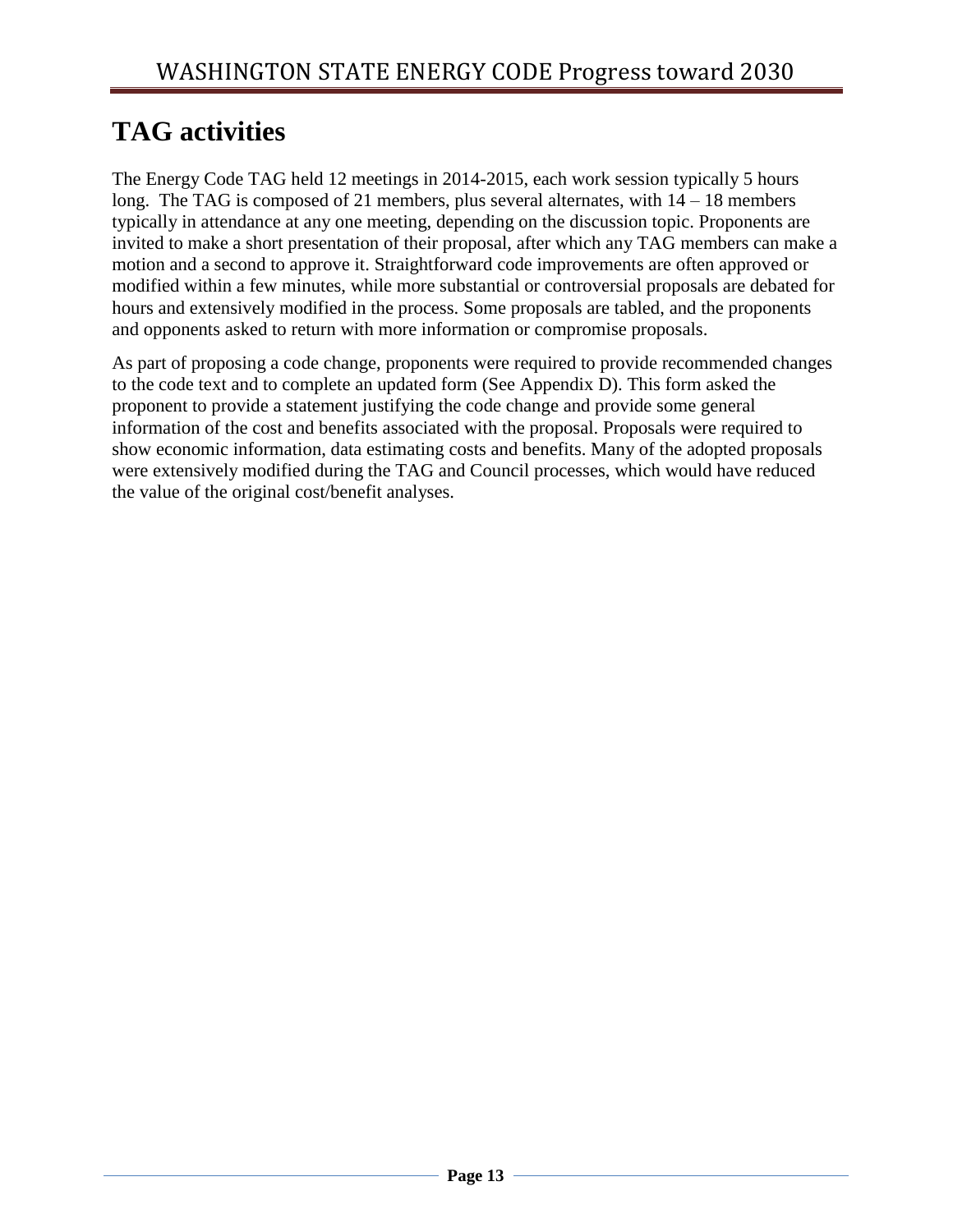# TAG activities

The Energy Code TAG held 12 meetings in 2014-2015, each work session typically 5 hours long. The TAG is composed of 21 members, plus several alternates, with 14 – 18 members typically in attendance at any one meeting, depending on the discussion topic. Proponents are invited to make a short presentation of their proposal, after which any TAG members can make a motion and a second to approve it. Straightforward code improvements are often approved or modified within a few minutes, while more substantial or controversial proposals are debated for hours and extensively modified in the process. Some proposals are tabled, and the proponents and opponents asked to return with more information or compromise proposals.

As part of proposing a code change, proponents were required to provide recommended changes to the code text and to complete an updated form (See Appendix D). This form asked the proponent to provide a statement justifying the code change and provide some general information of the cost and benefits associated with the proposal. Proposals were required to show economic information, data estimating costs and benefits. Many of the adopted proposals were extensively modified during the TAG and Council processes, which would have reduced the value of the original cost/benefit analyses.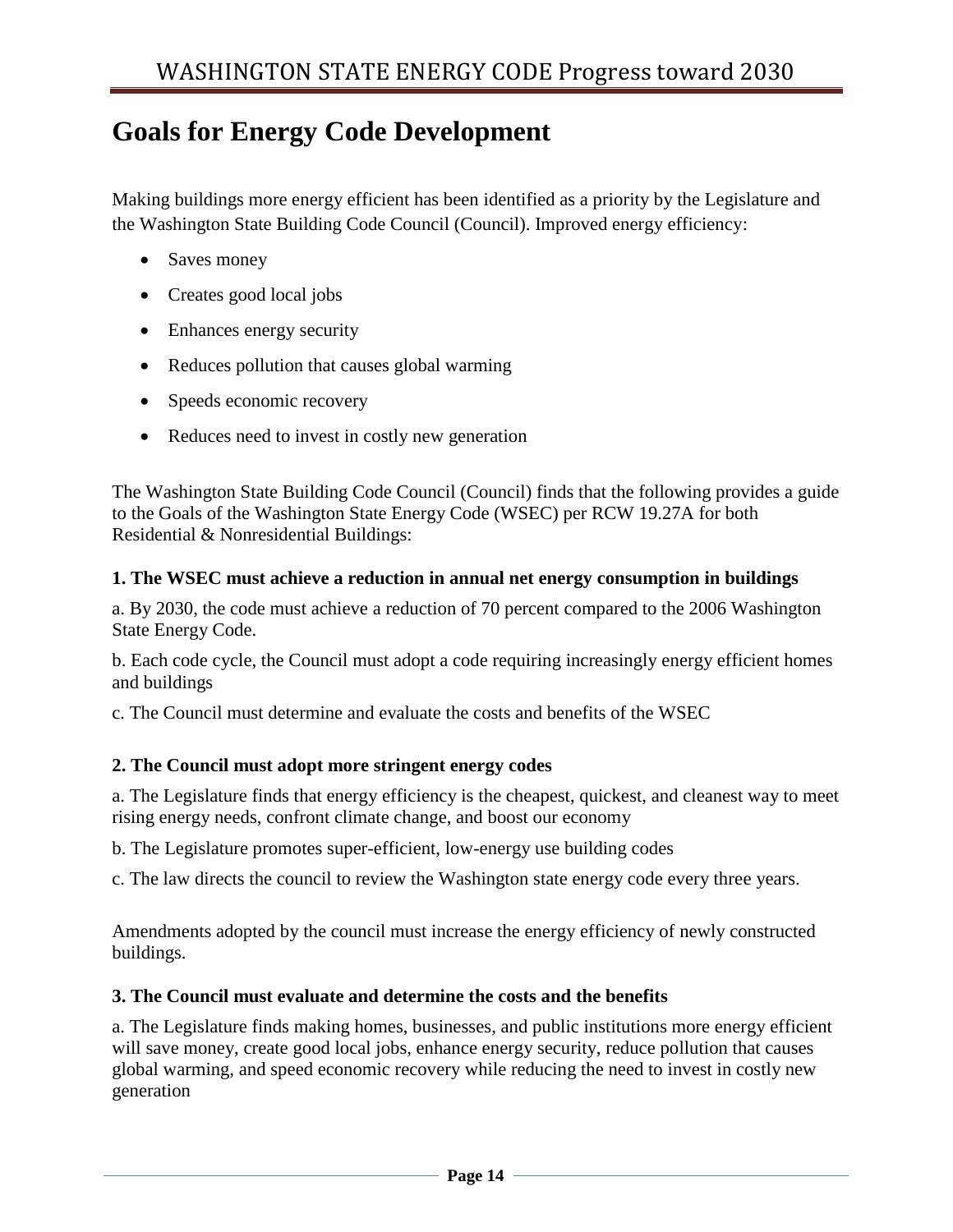# Goals for Energy Code Development

Making buildings more energy efficient has been identified as a priority by the Legislature and the Washington State Building Code Council (Council). Improved energy efficiency:

- Saves money
- Creates good local jobs
- Enhances energy security
- Reduces pollution that causes global warming
- Speeds economic recovery
- Reduces need to invest in costly new generation

The Washington State Building Code Council (Council) finds that the following provides a guide to the Goals of the Washington State Energy Code (WSEC) per RCW 19.27A for both Residential & Nonresidential Buildings:

**1. The WSEC must achieve a reduction in annual net energy consumption in buildings**

a. By 2030, the code must achieve a reduction of 70 percent compared to the 2006 Washington State Energy Code.

b. Each code cycle, the Council must adopt a code requiring increasingly energy efficient homes and buildings

c. The Council must determine and evaluate the costs and benefits of the WSEC

**2. The Council must adopt more stringent energy codes**

a. The Legislature finds that energy efficiency is the cheapest, quickest, and cleanest way to meet rising energy needs, confront climate change, and boost our economy

b. The Legislature promotes super-efficient, low-energy use building codes

c. The law directs the council to review the Washington state energy code every three years.

Amendments adopted by the council must increase the energy efficiency of newly constructed buildings.

**3. The Council must evaluate and determine the costs and the benefits**

a. The Legislature finds making homes, businesses, and public institutions more energy efficient will save money, create good local jobs, enhance energy security, reduce pollution that causes global warming, and speed economic recovery while reducing the need to invest in costly new generation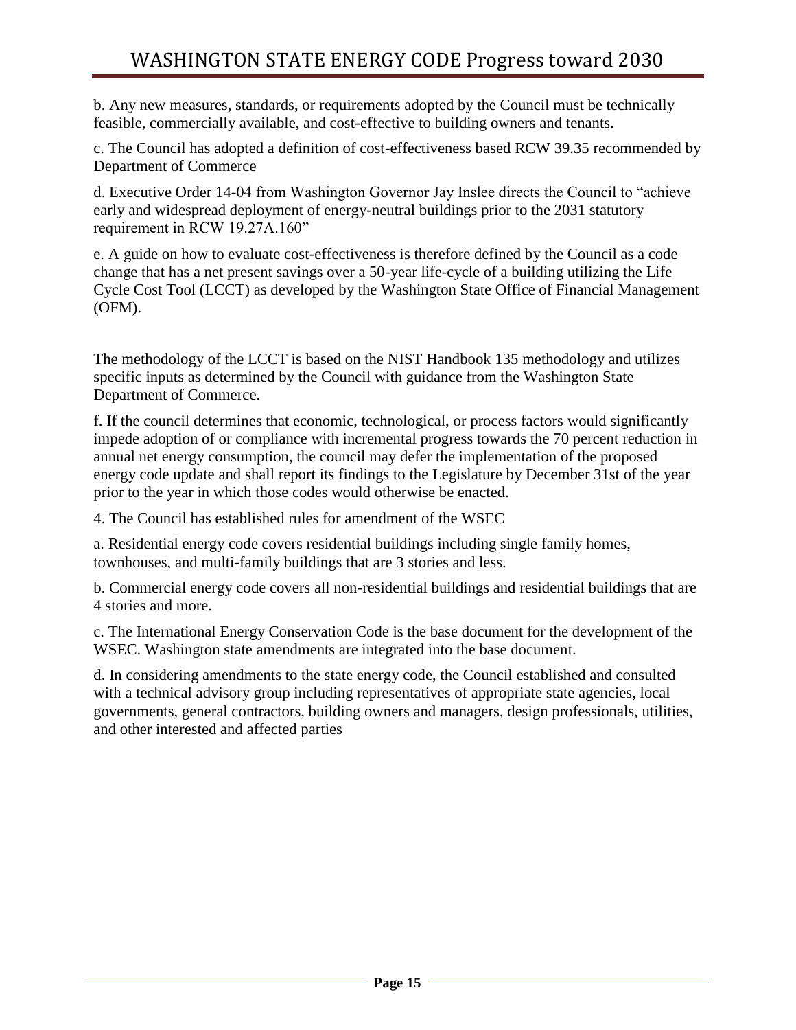b. Any new measures, standards, or requirements adopted by the Council must be technically feasible, commercially available, and cost-effective to building owners and tenants.

c. The Council has adopted a definition of cost-effectiveness based RCW 39.35 recommended by Department of Commerce

d. Executive Order 14-04 from Washington Governor Jay Inslee directs the Council to "achieve early and widespread deployment of energy-neutral buildings prior to the 2031 statutory requirement in RCW 19.27A.160"

e. A guide on how to evaluate cost-effectiveness is therefore defined by the Council as a code change that has a net present savings over a 50-year life-cycle of a building utilizing the Life Cycle Cost Tool (LCCT) as developed by the Washington State Office of Financial Management (OFM).

The methodology of the LCCT is based on the NIST Handbook 135 methodology and utilizes specific inputs as determined by the Council with guidance from the Washington State Department of Commerce.

f. If the council determines that economic, technological, or process factors would significantly impede adoption of or compliance with incremental progress towards the 70 percent reduction in annual net energy consumption, the council may defer the implementation of the proposed energy code update and shall report its findings to the Legislature by December 31st of the year prior to the year in which those codes would otherwise be enacted.

4. The Council has established rules for amendment of the WSEC

a. Residential energy code covers residential buildings including single family homes, townhouses, and multi-family buildings that are 3 stories and less.

b. Commercial energy code covers all non-residential buildings and residential buildings that are 4 stories and more.

c. The International Energy Conservation Code is the base document for the development of the WSEC. Washington state amendments are integrated into the base document.

d. In considering amendments to the state energy code, the Council established and consulted with a technical advisory group including representatives of appropriate state agencies, local governments, general contractors, building owners and managers, design professionals, utilities, and other interested and affected parties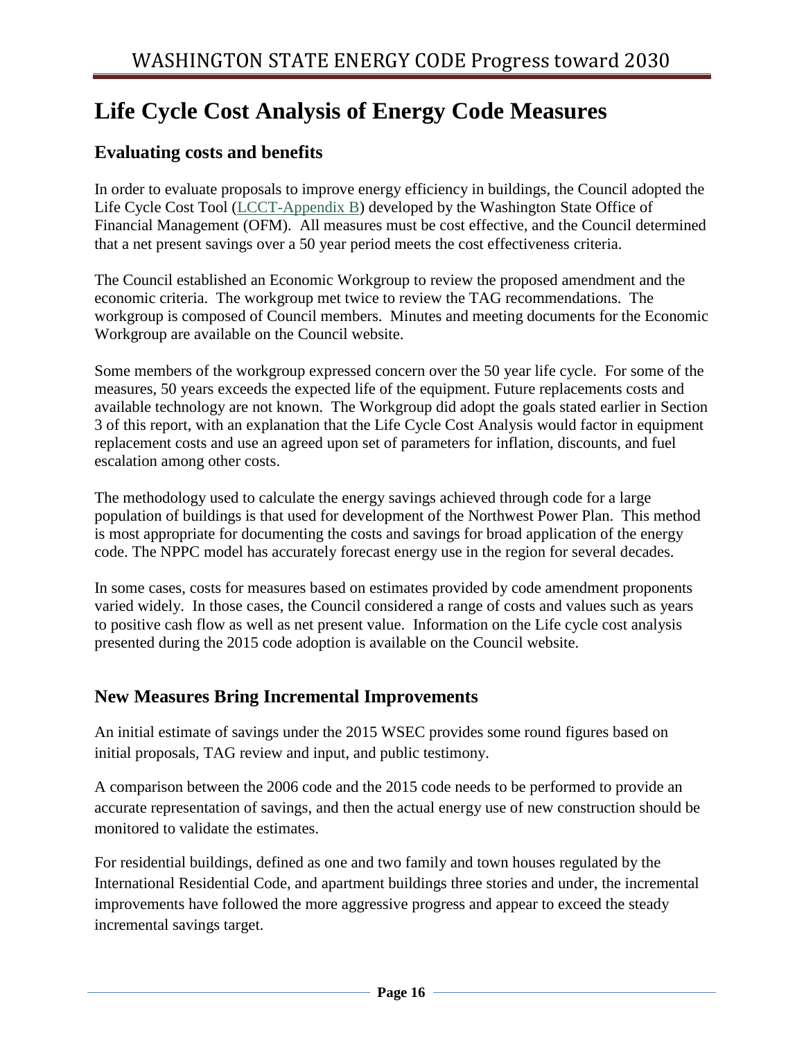# Life Cycle Cost Analysis of Energy Code Measures

## Evaluating costs and benefits

In order to evaluate proposals to improve energy efficiency in buildings, the Council adopted the Life Cycle Cost Tool (LCCT-Appendix B) developed by the Washington State Office of Financial Management (OFM). All measures must be cost effective, and the Council determined that a net present savings over a 50 year period meets the cost effectiveness criteria.

The Council established an Economic Workgroup to review the proposed amendment and the economic criteria. The workgroup met twice to review the TAG recommendations. The workgroup is composed of Council members. Minutes and meeting documents for the Economic Workgroup are available on the Council website.

Some members of the workgroup expressed concern over the 50 year life cycle. For some of the measures, 50 years exceeds the expected life of the equipment. Future replacements costs and available technology are not known. The Workgroup did adopt the goals stated earlier in Section 3 of this report, with an explanation that the Life Cycle Cost Analysis would factor in equipment replacement costs and use an agreed upon set of parameters for inflation, discounts, and fuel escalation among other costs.

The methodology used to calculate the energy savings achieved through code for a large population of buildings is that used for development of the Northwest Power Plan. This method is most appropriate for documenting the costs and savings for broad application of the energy code. The NPPC model has accurately forecast energy use in the region for several decades.

In some cases, costs for measures based on estimates provided by code amendment proponents varied widely. In those cases, the Council considered a range of costs and values such as years to positive cash flow as well as net present value. Information on the Life cycle cost analysis presented during the 2015 code adoption is available on the Council website.

## New Measures Bring Incremental Improvements

An initial estimate of savings under the 2015 WSEC provides some round figures based on initial proposals, TAG review and input, and public testimony.

A comparison between the 2006 code and the 2015 code needs to be performed to provide an accurate representation of savings, and then the actual energy use of new construction should be monitored to validate the estimates.

For residential buildings, defined as one and two family and town houses regulated by the International Residential Code, and apartment buildings three stories and under, the incremental improvements have followed the more aggressive progress and appear to exceed the steady incremental savings target.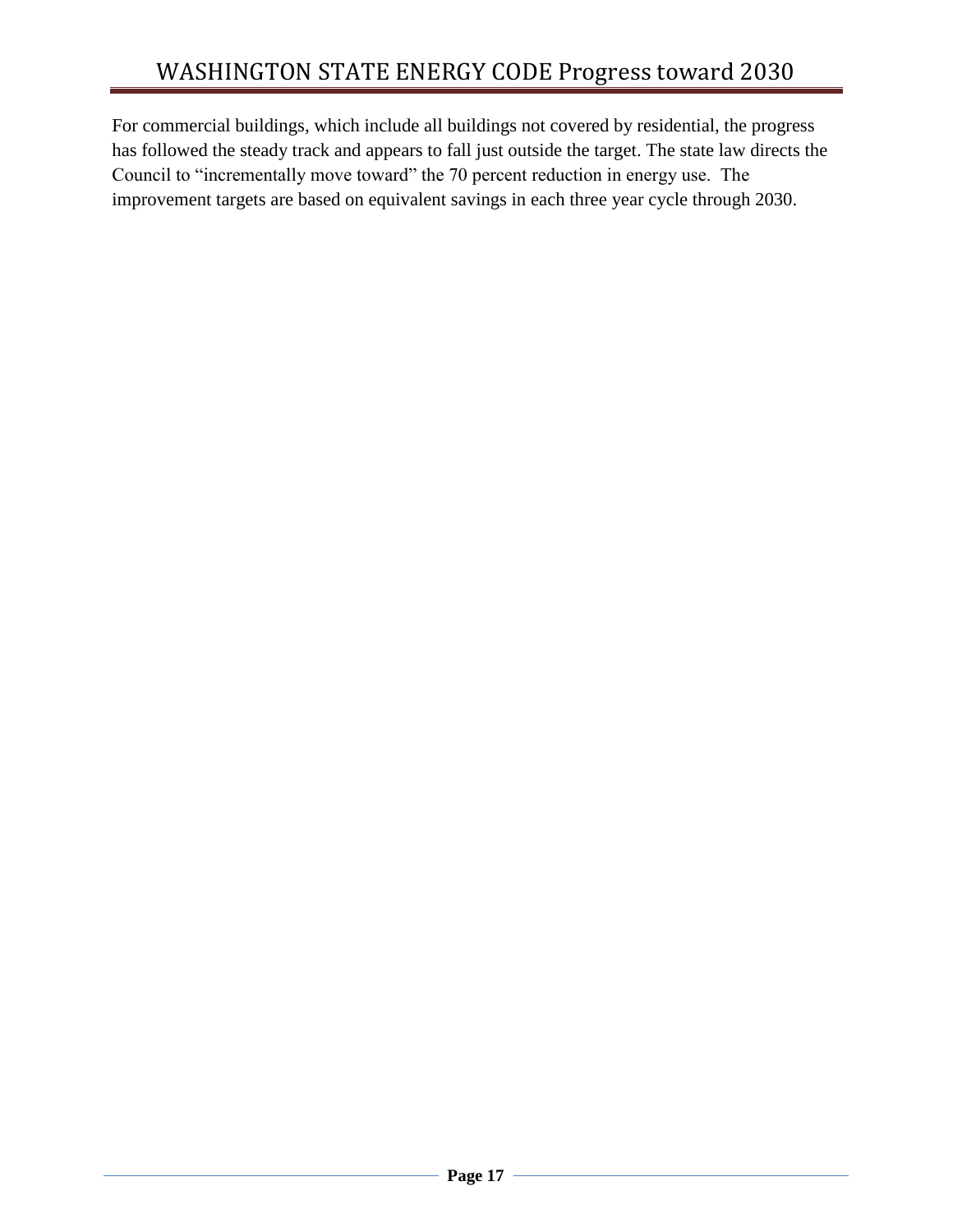For commercial buildings, which include all buildings not covered by residential, the progress has followed the steady track and appears to fall just outside the target. The state law directs the Council to "incrementally move toward" the 70 percent reduction in energy use. The improvement targets are based on equivalent savings in each three year cycle through 2030.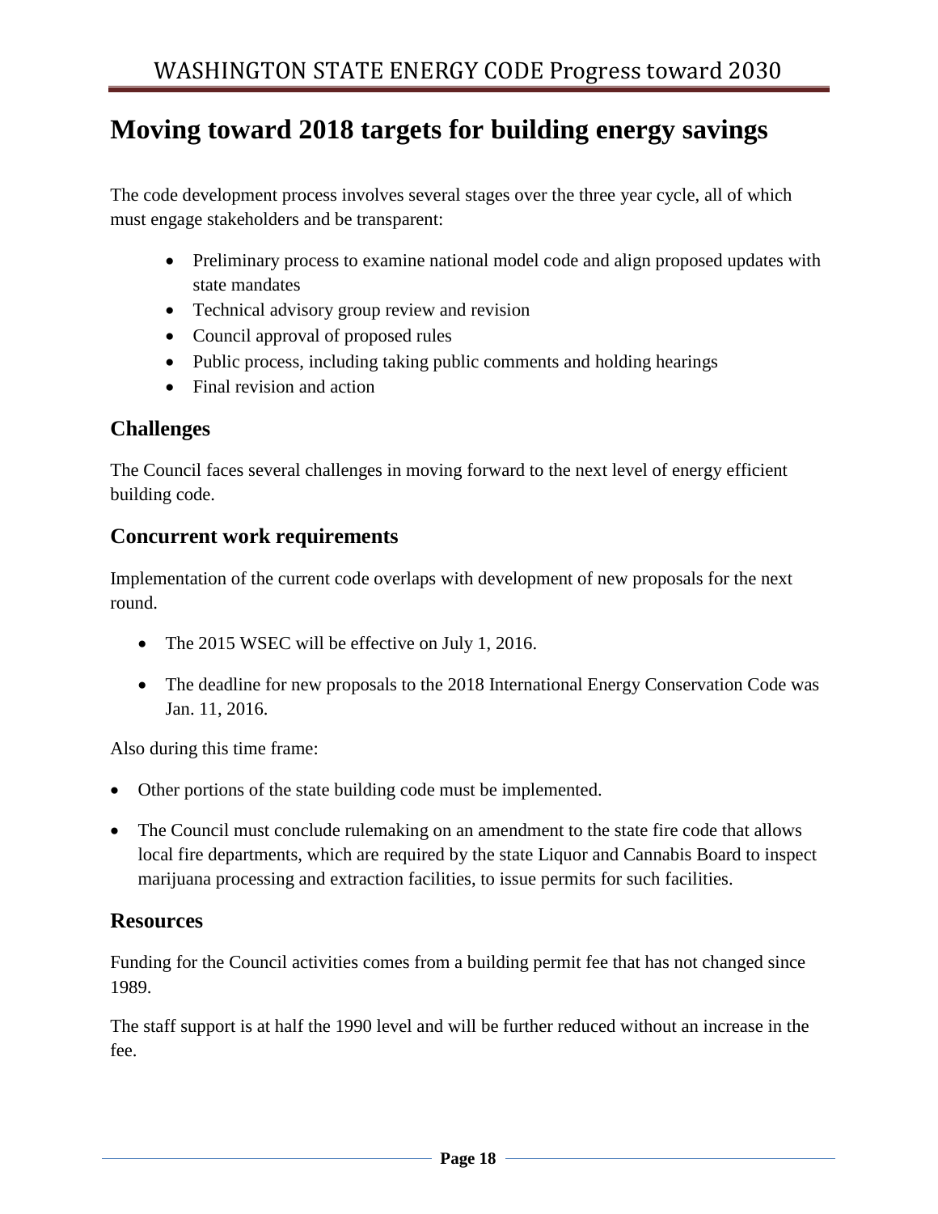# Moving toward 2018 targets for building energy savings

The code development process involves several stages over the three year cycle, all of which must engage stakeholders and be transparent:

- Preliminary process to examine national model code and align proposed updates with state mandates
- Technical advisory group review and revision
- Council approval of proposed rules
- Public process, including taking public comments and holding hearings
- Final revision and action

## Challenges

The Council faces several challenges in moving forward to the next level of energy efficient building code.

## Concurrent work requirements

Implementation of the current code overlaps with development of new proposals for the next round.

- The 2015 WSEC will be effective on July 1, 2016.
- The deadline for new proposals to the 2018 International Energy Conservation Code was Jan. 11, 2016.

Also during this time frame:

- Other portions of the state building code must be implemented.
- The Council must conclude rulemaking on an amendment to the state fire code that allows local fire departments, which are required by the state Liquor and Cannabis Board to inspect marijuana processing and extraction facilities, to issue permits for such facilities.

## Resources

Funding for the Council activities comes from a building permit fee that has not changed since 1989.

The staff support is at half the 1990 level and will be further reduced without an increase in the fee.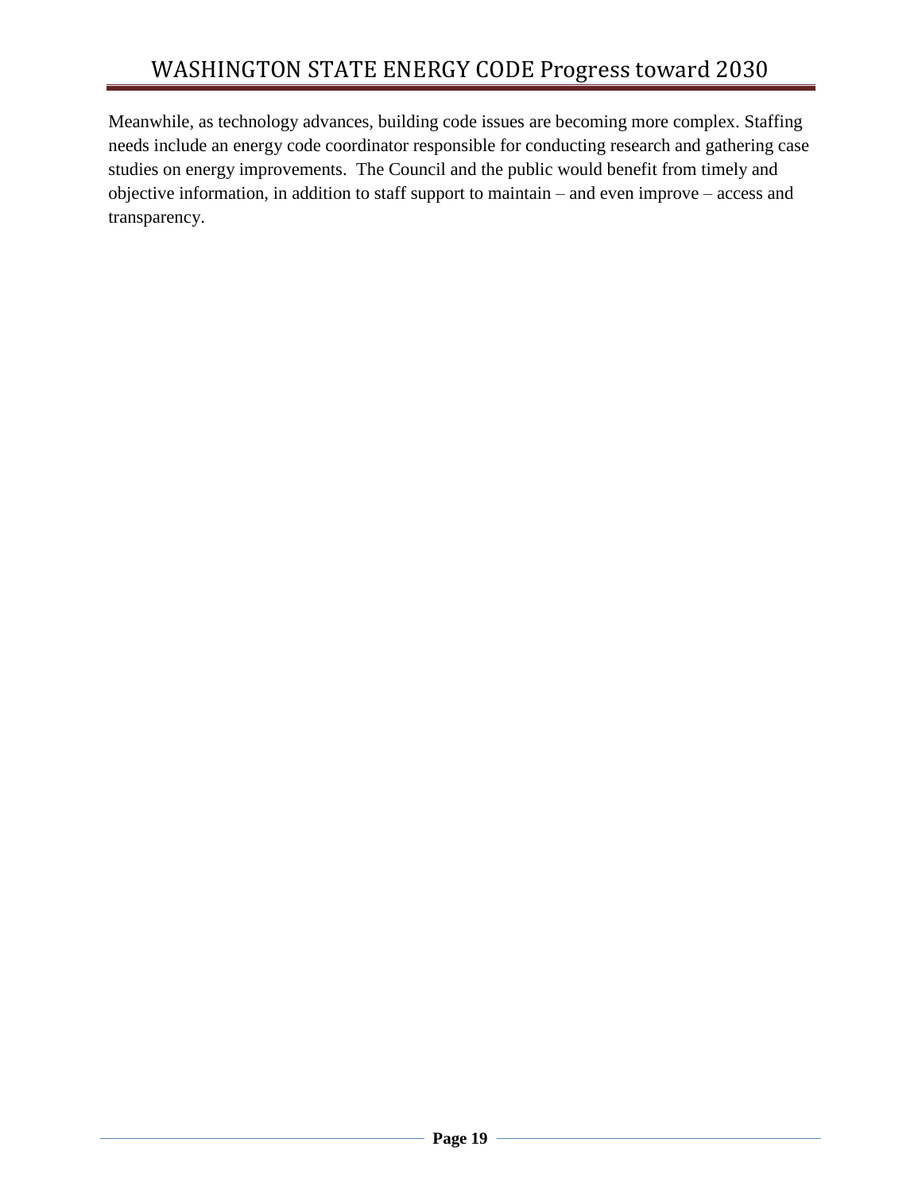Meanwhile, as technology advances, building code issues are becoming more complex. Staffing needs include an energy code coordinator responsible for conducting research and gathering case studies on energy improvements. The Council and the public would benefit from timely and objective information, in addition to staff support to maintain – and even improve – access and transparency.